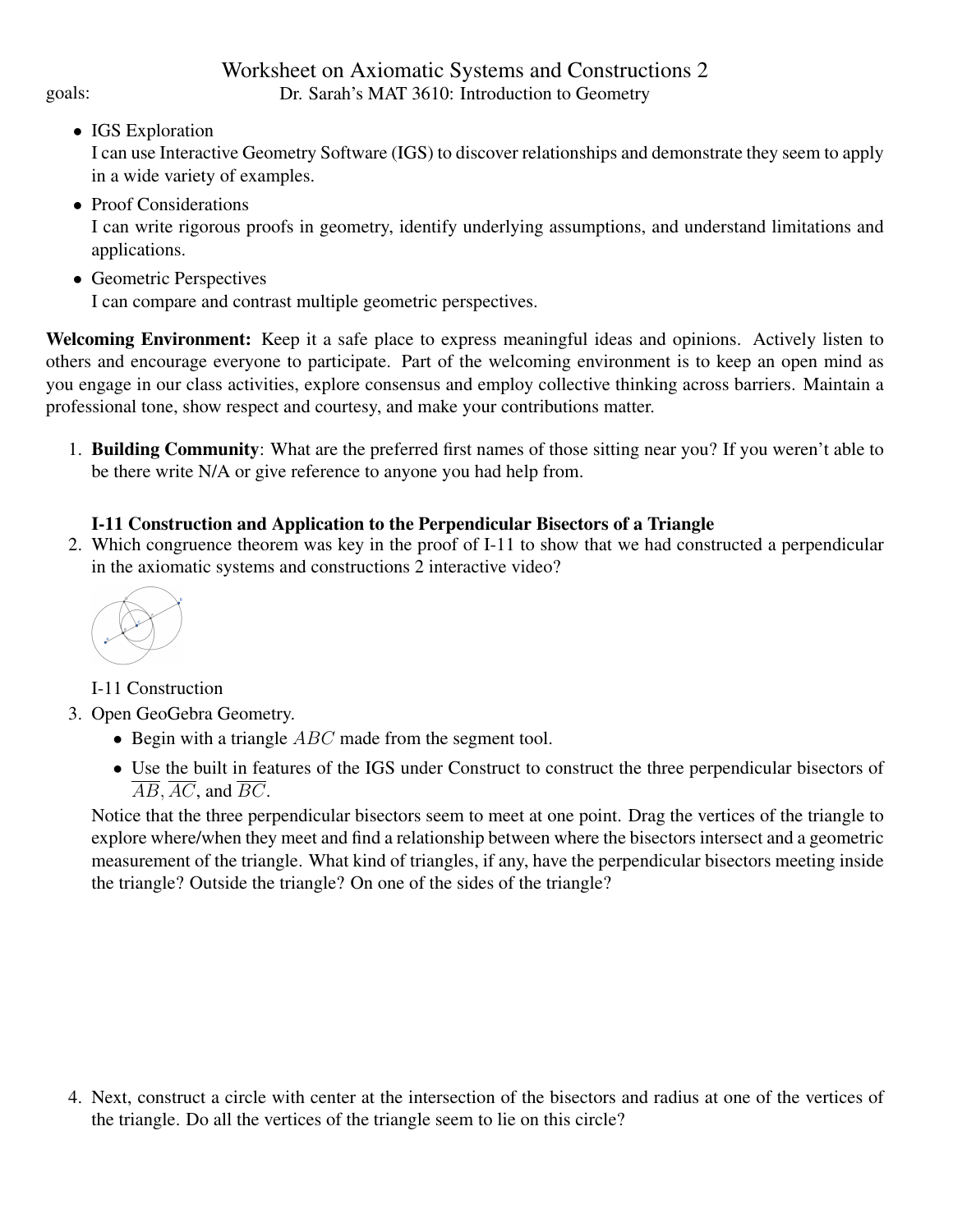# Worksheet on Axiomatic Systems and Constructions 2

goals: Dr. Sarah's MAT 3610: Introduction to Geometry

- IGS Exploration
  I can use Interactive Geometry Software (IGS) to discover relationships and demonstrate they seem to apply in a wide variety of examples.
- Proof Considerations
  I can write rigorous proofs in geometry, identify underlying assumptions, and understand limitations and applications.
- Geometric Perspectives
  I can compare and contrast multiple geometric perspectives.

**Welcoming Environment:** Keep it a safe place to express meaningful ideas and opinions. Actively listen to others and encourage everyone to participate. Part of the welcoming environment is to keep an open mind as you engage in our class activities, explore consensus and employ collective thinking across barriers. Maintain a professional tone, show respect and courtesy, and make your contributions matter.

1. **Building Community**: What are the preferred first names of those sitting near you? If you weren't able to be there write N/A or give reference to anyone you had help from.

   **I-11 Construction and Application to the Perpendicular Bisectors of a Triangle**

2. Which congruence theorem was key in the proof of I-11 to show that we had constructed a perpendicular in the axiomatic systems and constructions 2 interactive video?

   I-11 Construction

3. Open GeoGebra Geometry.
   - Begin with a triangle $ABC$ made from the segment tool.
   - Use the built in features of the IGS under Construct to construct the three perpendicular bisectors of $\overline{AB}$, $\overline{AC}$, and $\overline{BC}$.

   Notice that the three perpendicular bisectors seem to meet at one point. Drag the vertices of the triangle to explore where/when they meet and find a relationship between where the bisectors intersect and a geometric measurement of the triangle. What kind of triangles, if any, have the perpendicular bisectors meeting inside the triangle? Outside the triangle? On one of the sides of the triangle?

4. Next, construct a circle with center at the intersection of the bisectors and radius at one of the vertices of the triangle. Do all the vertices of the triangle seem to lie on this circle?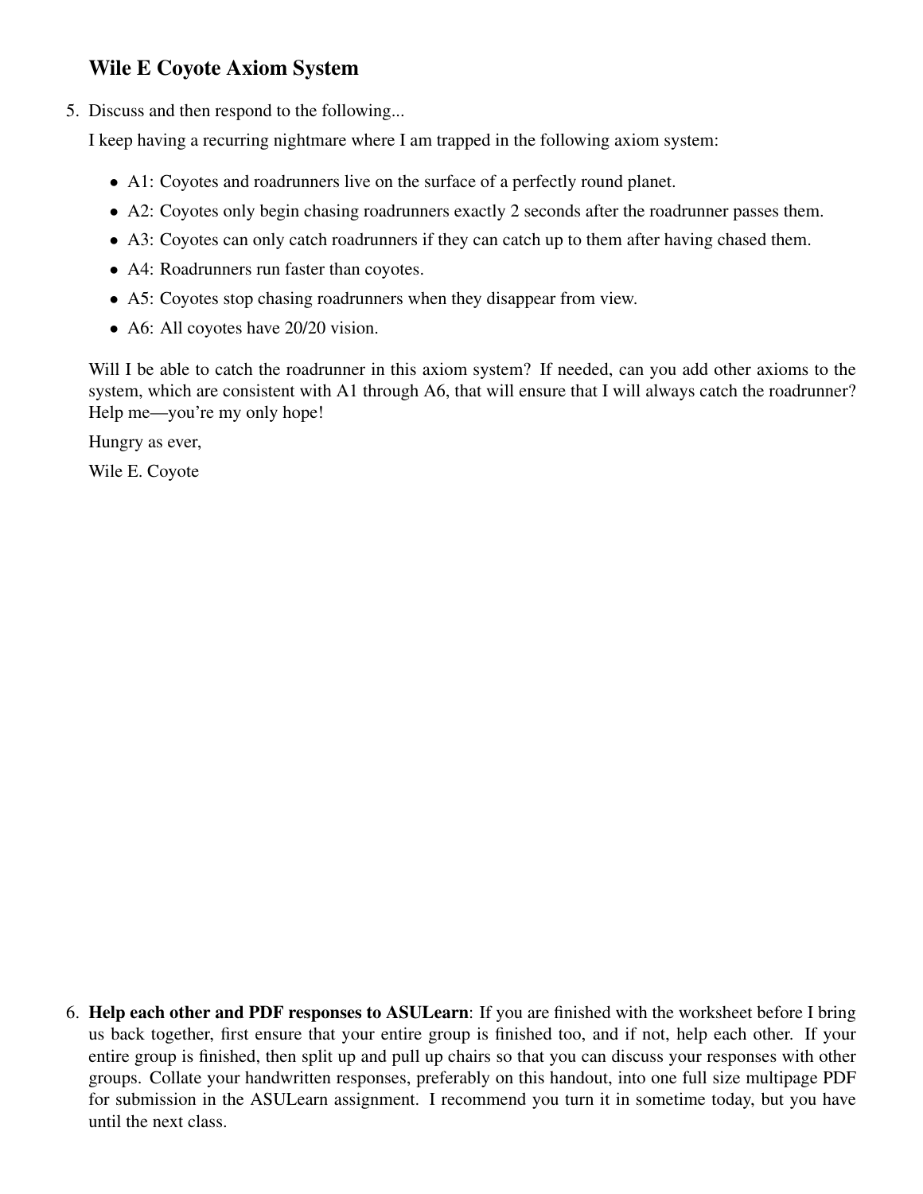### Wile E Coyote Axiom System

5. Discuss and then respond to the following...

   I keep having a recurring nightmare where I am trapped in the following axiom system:

   - A1: Coyotes and roadrunners live on the surface of a perfectly round planet.
   - A2: Coyotes only begin chasing roadrunners exactly 2 seconds after the roadrunner passes them.
   - A3: Coyotes can only catch roadrunners if they can catch up to them after having chased them.
   - A4: Roadrunners run faster than coyotes.
   - A5: Coyotes stop chasing roadrunners when they disappear from view.
   - A6: All coyotes have 20/20 vision.

   Will I be able to catch the roadrunner in this axiom system? If needed, can you add other axioms to the system, which are consistent with A1 through A6, that will ensure that I will always catch the roadrunner? Help me—you're my only hope!

   Hungry as ever,

   Wile E. Coyote

6. **Help each other and PDF responses to ASULearn**: If you are finished with the worksheet before I bring us back together, first ensure that your entire group is finished too, and if not, help each other. If your entire group is finished, then split up and pull up chairs so that you can discuss your responses with other groups. Collate your handwritten responses, preferably on this handout, into one full size multipage PDF for submission in the ASULearn assignment. I recommend you turn it in sometime today, but you have until the next class.